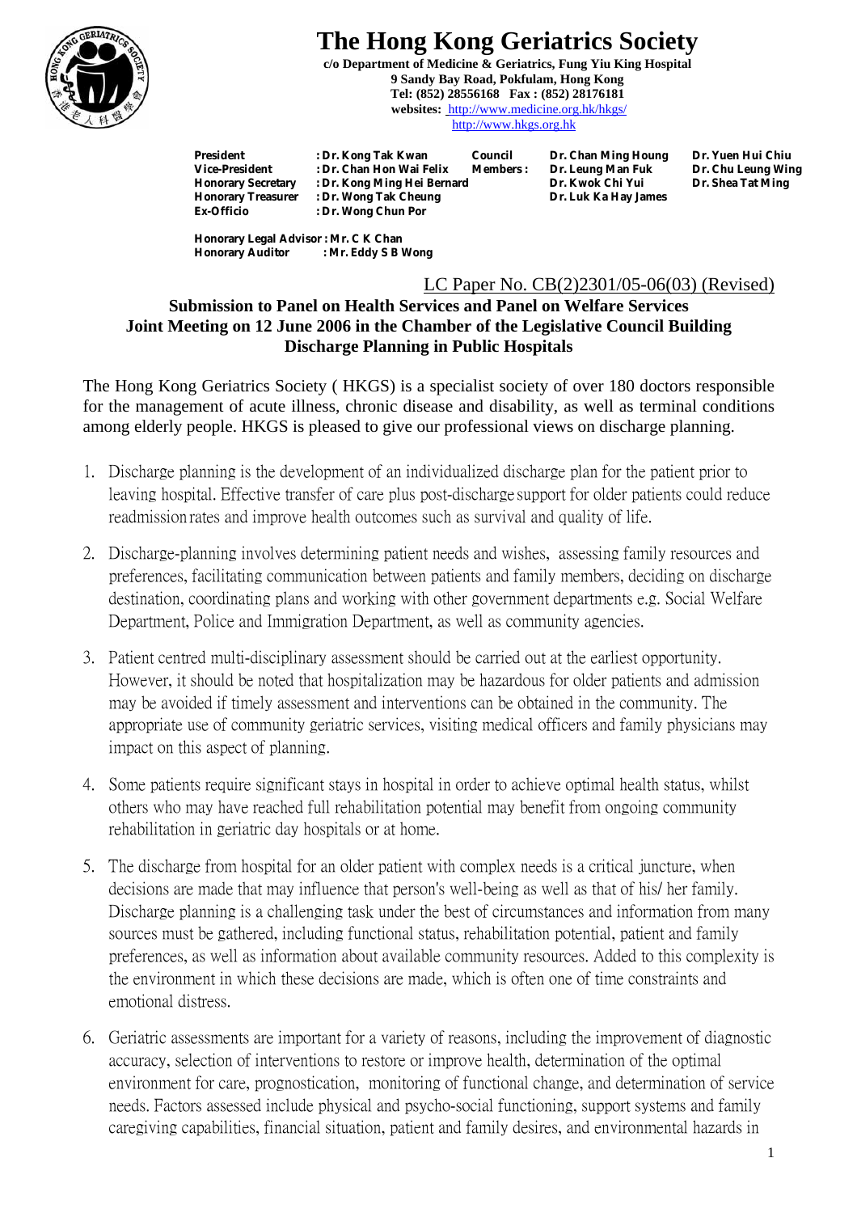# The Hong Kong Geriatrics Society

**c/o Department of Medicine & Geriatrics, Fung Yiu King Hospital**
**9 Sandy Bay Road, Pokfulam, Hong Kong**
**Tel: (852) 28556168 Fax : (852) 28176181**
**websites:** http://www.medicine.org.hk/hkgs/
http://www.hkgs.org.hk

| | | | | |
|---|---|---|---|---|
| **President** | **: Dr. Kong Tak Kwan** | **Council Members :** | **Dr. Chan Ming Houng** | **Dr. Yuen Hui Chiu** |
| **Vice-President** | **: Dr. Chan Hon Wai Felix** | | **Dr. Leung Man Fuk** | **Dr. Chu Leung Wing** |
| **Honorary Secretary** | **: Dr. Kong Ming Hei Bernard** | | **Dr. Kwok Chi Yui** | **Dr. Shea Tat Ming** |
| **Honorary Treasurer** | **: Dr. Wong Tak Cheung** | | **Dr. Luk Ka Hay James** | |
| **Ex-Officio** | **: Dr. Wong Chun Por** | | | |

**Honorary Legal Advisor : Mr. C K Chan**
**Honorary Auditor : Mr. Eddy S B Wong**

LC Paper No. CB(2)2301/05-06(03) (Revised)

**Submission to Panel on Health Services and Panel on Welfare Services**
**Joint Meeting on 12 June 2006 in the Chamber of the Legislative Council Building**
**Discharge Planning in Public Hospitals**

The Hong Kong Geriatrics Society ( HKGS) is a specialist society of over 180 doctors responsible for the management of acute illness, chronic disease and disability, as well as terminal conditions among elderly people. HKGS is pleased to give our professional views on discharge planning.

1. Discharge planning is the development of an individualized discharge plan for the patient prior to leaving hospital. Effective transfer of care plus post-discharge support for older patients could reduce readmission rates and improve health outcomes such as survival and quality of life.

2. Discharge-planning involves determining patient needs and wishes, assessing family resources and preferences, facilitating communication between patients and family members, deciding on discharge destination, coordinating plans and working with other government departments e.g. Social Welfare Department, Police and Immigration Department, as well as community agencies.

3. Patient centred multi-disciplinary assessment should be carried out at the earliest opportunity. However, it should be noted that hospitalization may be hazardous for older patients and admission may be avoided if timely assessment and interventions can be obtained in the community. The appropriate use of community geriatric services, visiting medical officers and family physicians may impact on this aspect of planning.

4. Some patients require significant stays in hospital in order to achieve optimal health status, whilst others who may have reached full rehabilitation potential may benefit from ongoing community rehabilitation in geriatric day hospitals or at home.

5. The discharge from hospital for an older patient with complex needs is a critical juncture, when decisions are made that may influence that person's well-being as well as that of his/ her family. Discharge planning is a challenging task under the best of circumstances and information from many sources must be gathered, including functional status, rehabilitation potential, patient and family preferences, as well as information about available community resources. Added to this complexity is the environment in which these decisions are made, which is often one of time constraints and emotional distress.

6. Geriatric assessments are important for a variety of reasons, including the improvement of diagnostic accuracy, selection of interventions to restore or improve health, determination of the optimal environment for care, prognostication, monitoring of functional change, and determination of service needs. Factors assessed include physical and psycho-social functioning, support systems and family caregiving capabilities, financial situation, patient and family desires, and environmental hazards in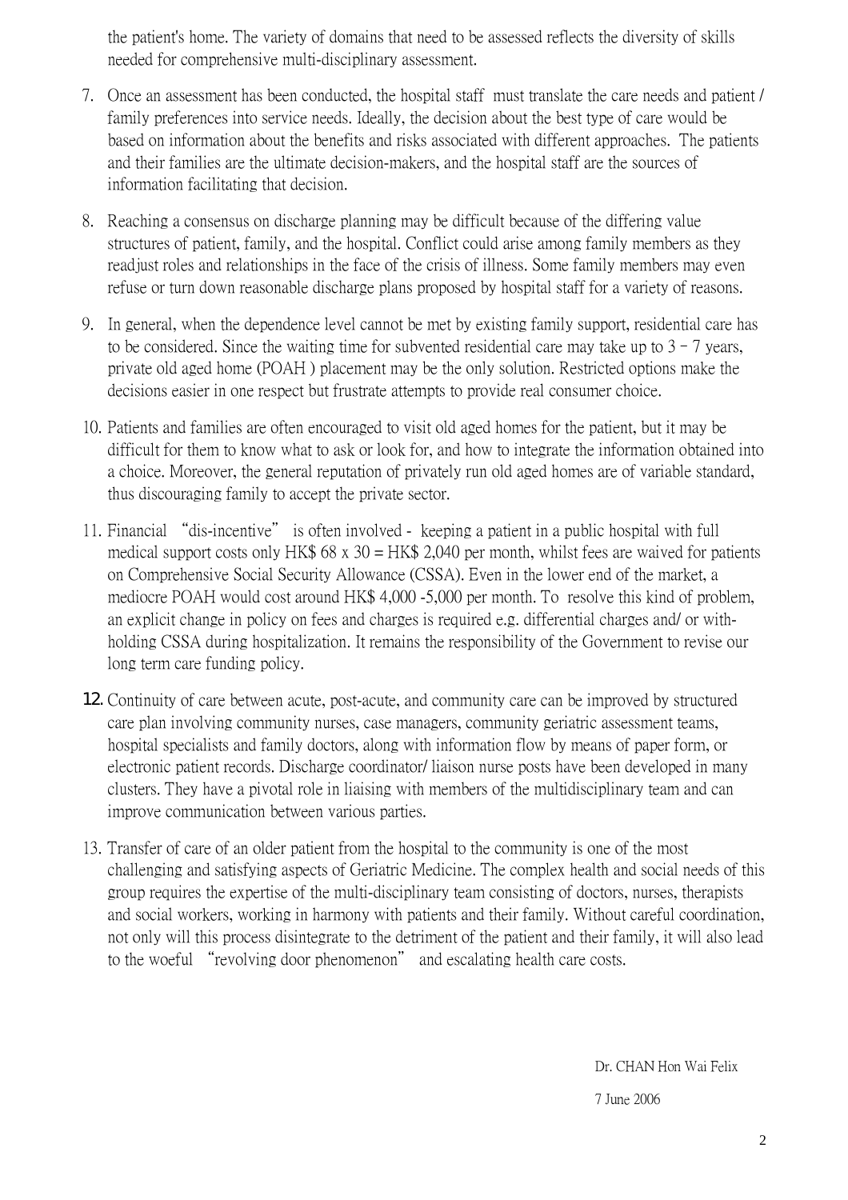the patient's home. The variety of domains that need to be assessed reflects the diversity of skills needed for comprehensive multi-disciplinary assessment.

7. Once an assessment has been conducted, the hospital staff must translate the care needs and patient / family preferences into service needs. Ideally, the decision about the best type of care would be based on information about the benefits and risks associated with different approaches. The patients and their families are the ultimate decision-makers, and the hospital staff are the sources of information facilitating that decision.

8. Reaching a consensus on discharge planning may be difficult because of the differing value structures of patient, family, and the hospital. Conflict could arise among family members as they readjust roles and relationships in the face of the crisis of illness. Some family members may even refuse or turn down reasonable discharge plans proposed by hospital staff for a variety of reasons.

9. In general, when the dependence level cannot be met by existing family support, residential care has to be considered. Since the waiting time for subvented residential care may take up to 3 – 7 years, private old aged home (POAH ) placement may be the only solution. Restricted options make the decisions easier in one respect but frustrate attempts to provide real consumer choice.

10. Patients and families are often encouraged to visit old aged homes for the patient, but it may be difficult for them to know what to ask or look for, and how to integrate the information obtained into a choice. Moreover, the general reputation of privately run old aged homes are of variable standard, thus discouraging family to accept the private sector.

11. Financial "dis-incentive" is often involved - keeping a patient in a public hospital with full medical support costs only HK$ 68 x 30 = HK$ 2,040 per month, whilst fees are waived for patients on Comprehensive Social Security Allowance (CSSA). Even in the lower end of the market, a mediocre POAH would cost around HK$ 4,000 -5,000 per month. To resolve this kind of problem, an explicit change in policy on fees and charges is required e.g. differential charges and/ or with-holding CSSA during hospitalization. It remains the responsibility of the Government to revise our long term care funding policy.

12. Continuity of care between acute, post-acute, and community care can be improved by structured care plan involving community nurses, case managers, community geriatric assessment teams, hospital specialists and family doctors, along with information flow by means of paper form, or electronic patient records. Discharge coordinator/ liaison nurse posts have been developed in many clusters. They have a pivotal role in liaising with members of the multidisciplinary team and can improve communication between various parties.

13. Transfer of care of an older patient from the hospital to the community is one of the most challenging and satisfying aspects of Geriatric Medicine. The complex health and social needs of this group requires the expertise of the multi-disciplinary team consisting of doctors, nurses, therapists and social workers, working in harmony with patients and their family. Without careful coordination, not only will this process disintegrate to the detriment of the patient and their family, it will also lead to the woeful "revolving door phenomenon" and escalating health care costs.

Dr. CHAN Hon Wai Felix

7 June 2006